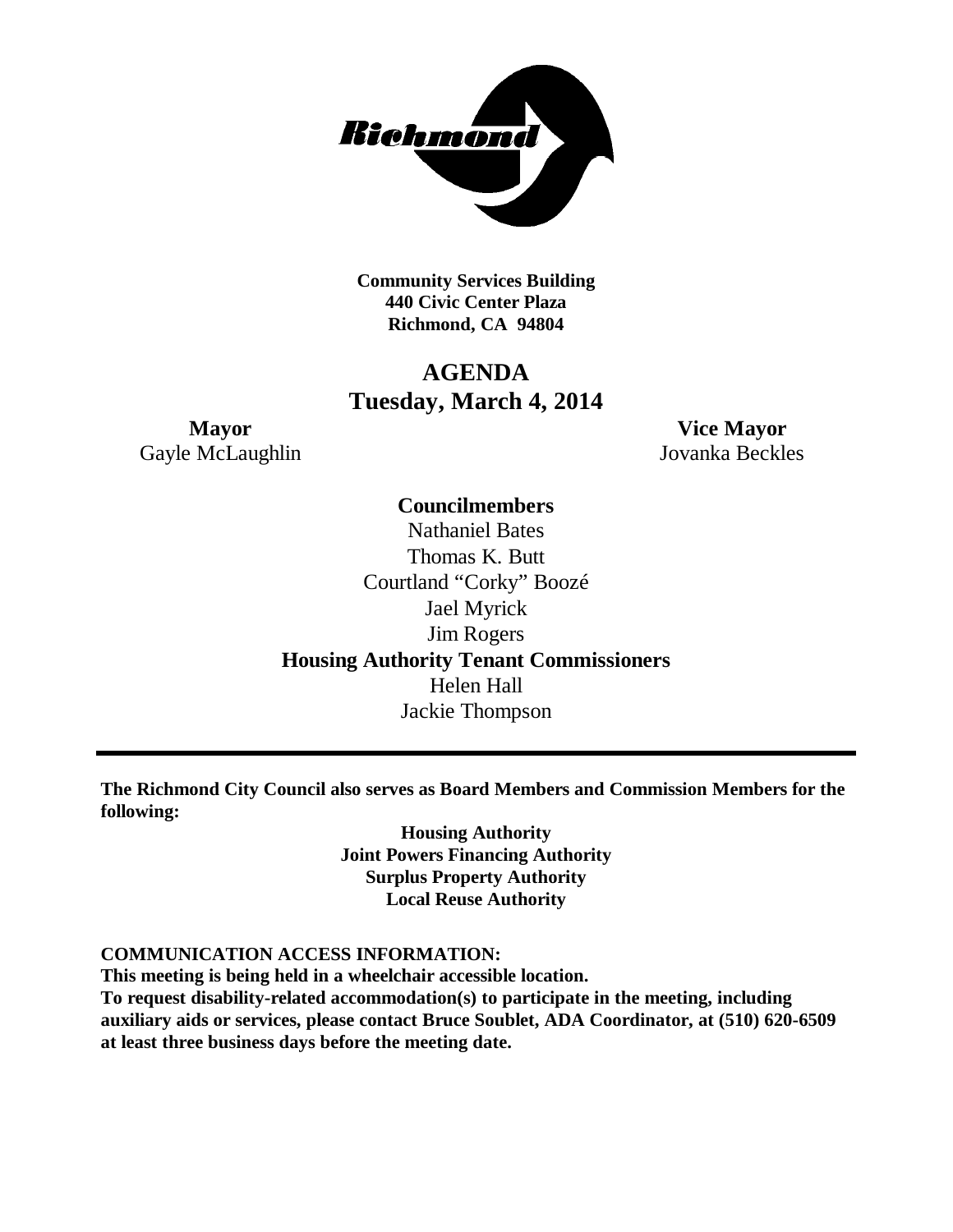Richmond

**Community Services Building**
**440 Civic Center Plaza**
**Richmond, CA 94804**

# AGENDA
## Tuesday, March 4, 2014

**Mayor**
Gayle McLaughlin

**Vice Mayor**
Jovanka Beckles

**Councilmembers**
Nathaniel Bates
Thomas K. Butt
Courtland "Corky" Boozé
Jael Myrick
Jim Rogers

**Housing Authority Tenant Commissioners**
Helen Hall
Jackie Thompson

---

**The Richmond City Council also serves as Board Members and Commission Members for the following:**

**Housing Authority**
**Joint Powers Financing Authority**
**Surplus Property Authority**
**Local Reuse Authority**

**COMMUNICATION ACCESS INFORMATION:**
**This meeting is being held in a wheelchair accessible location.**
**To request disability-related accommodation(s) to participate in the meeting, including auxiliary aids or services, please contact Bruce Soublet, ADA Coordinator, at (510) 620-6509 at least three business days before the meeting date.**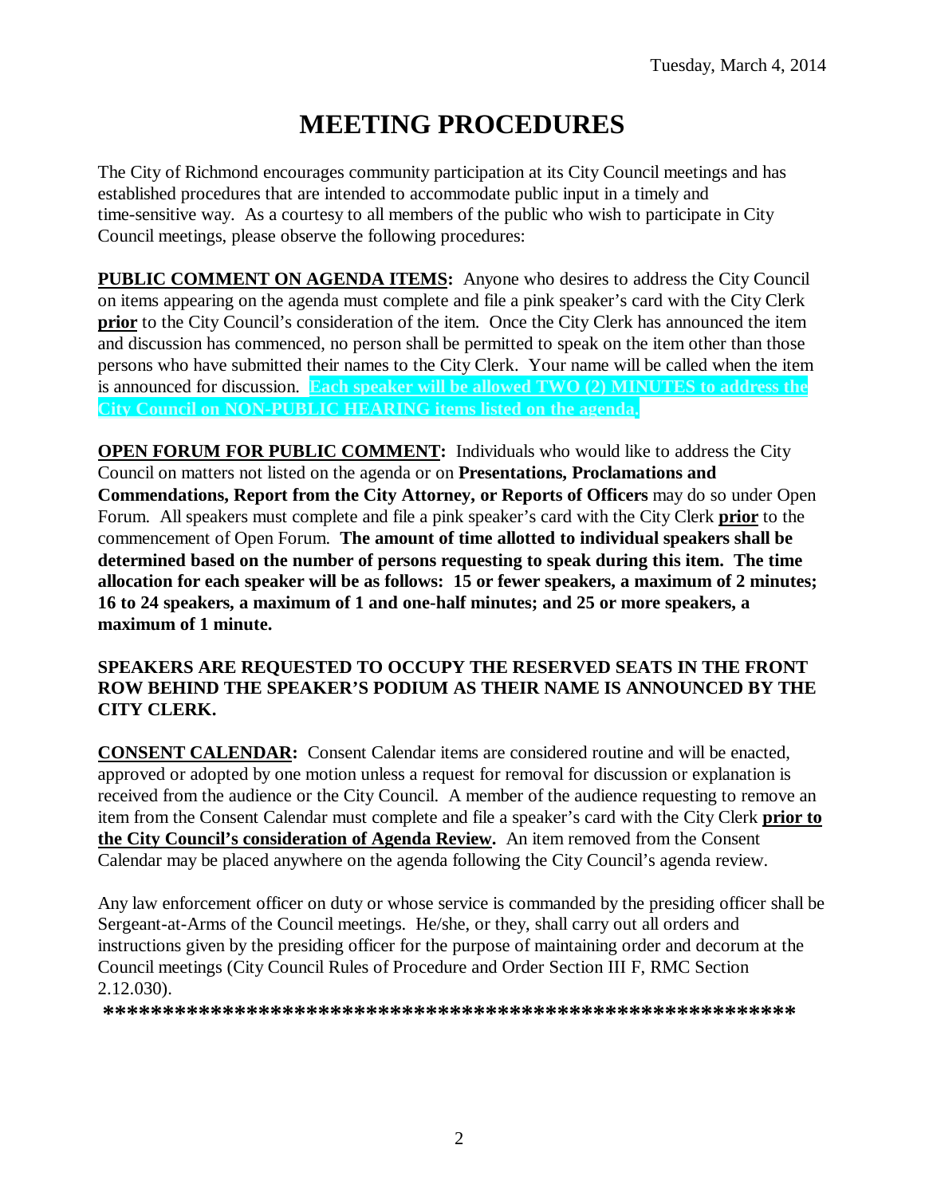Tuesday, March 4, 2014

# MEETING PROCEDURES

The City of Richmond encourages community participation at its City Council meetings and has established procedures that are intended to accommodate public input in a timely and time-sensitive way. As a courtesy to all members of the public who wish to participate in City Council meetings, please observe the following procedures:

**PUBLIC COMMENT ON AGENDA ITEMS:** Anyone who desires to address the City Council on items appearing on the agenda must complete and file a pink speaker's card with the City Clerk **prior** to the City Council's consideration of the item. Once the City Clerk has announced the item and discussion has commenced, no person shall be permitted to speak on the item other than those persons who have submitted their names to the City Clerk. Your name will be called when the item is announced for discussion. **Each speaker will be allowed TWO (2) MINUTES to address the City Council on NON-PUBLIC HEARING items listed on the agenda.**

**OPEN FORUM FOR PUBLIC COMMENT:** Individuals who would like to address the City Council on matters not listed on the agenda or on **Presentations, Proclamations and Commendations, Report from the City Attorney, or Reports of Officers** may do so under Open Forum. All speakers must complete and file a pink speaker's card with the City Clerk **prior** to the commencement of Open Forum. **The amount of time allotted to individual speakers shall be determined based on the number of persons requesting to speak during this item. The time allocation for each speaker will be as follows: 15 or fewer speakers, a maximum of 2 minutes; 16 to 24 speakers, a maximum of 1 and one-half minutes; and 25 or more speakers, a maximum of 1 minute.**

**SPEAKERS ARE REQUESTED TO OCCUPY THE RESERVED SEATS IN THE FRONT ROW BEHIND THE SPEAKER'S PODIUM AS THEIR NAME IS ANNOUNCED BY THE CITY CLERK.**

**CONSENT CALENDAR:** Consent Calendar items are considered routine and will be enacted, approved or adopted by one motion unless a request for removal for discussion or explanation is received from the audience or the City Council. A member of the audience requesting to remove an item from the Consent Calendar must complete and file a speaker's card with the City Clerk **prior to the City Council's consideration of Agenda Review.** An item removed from the Consent Calendar may be placed anywhere on the agenda following the City Council's agenda review.

Any law enforcement officer on duty or whose service is commanded by the presiding officer shall be Sergeant-at-Arms of the Council meetings. He/she, or they, shall carry out all orders and instructions given by the presiding officer for the purpose of maintaining order and decorum at the Council meetings (City Council Rules of Procedure and Order Section III F, RMC Section 2.12.030).

**************************************************************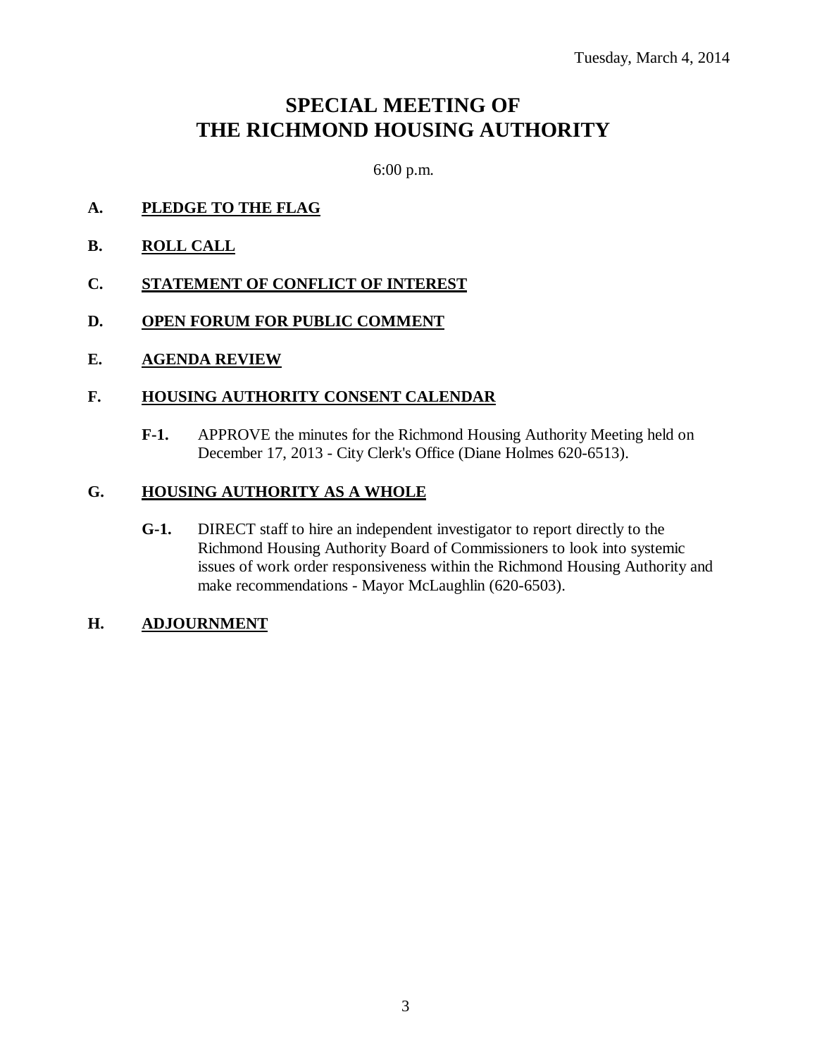Tuesday, March 4, 2014

# SPECIAL MEETING OF THE RICHMOND HOUSING AUTHORITY

6:00 p.m.

**A. PLEDGE TO THE FLAG**

**B. ROLL CALL**

**C. STATEMENT OF CONFLICT OF INTEREST**

**D. OPEN FORUM FOR PUBLIC COMMENT**

**E. AGENDA REVIEW**

**F. HOUSING AUTHORITY CONSENT CALENDAR**

**F-1.** APPROVE the minutes for the Richmond Housing Authority Meeting held on December 17, 2013 - City Clerk's Office (Diane Holmes 620-6513).

**G. HOUSING AUTHORITY AS A WHOLE**

**G-1.** DIRECT staff to hire an independent investigator to report directly to the Richmond Housing Authority Board of Commissioners to look into systemic issues of work order responsiveness within the Richmond Housing Authority and make recommendations - Mayor McLaughlin (620-6503).

**H. ADJOURNMENT**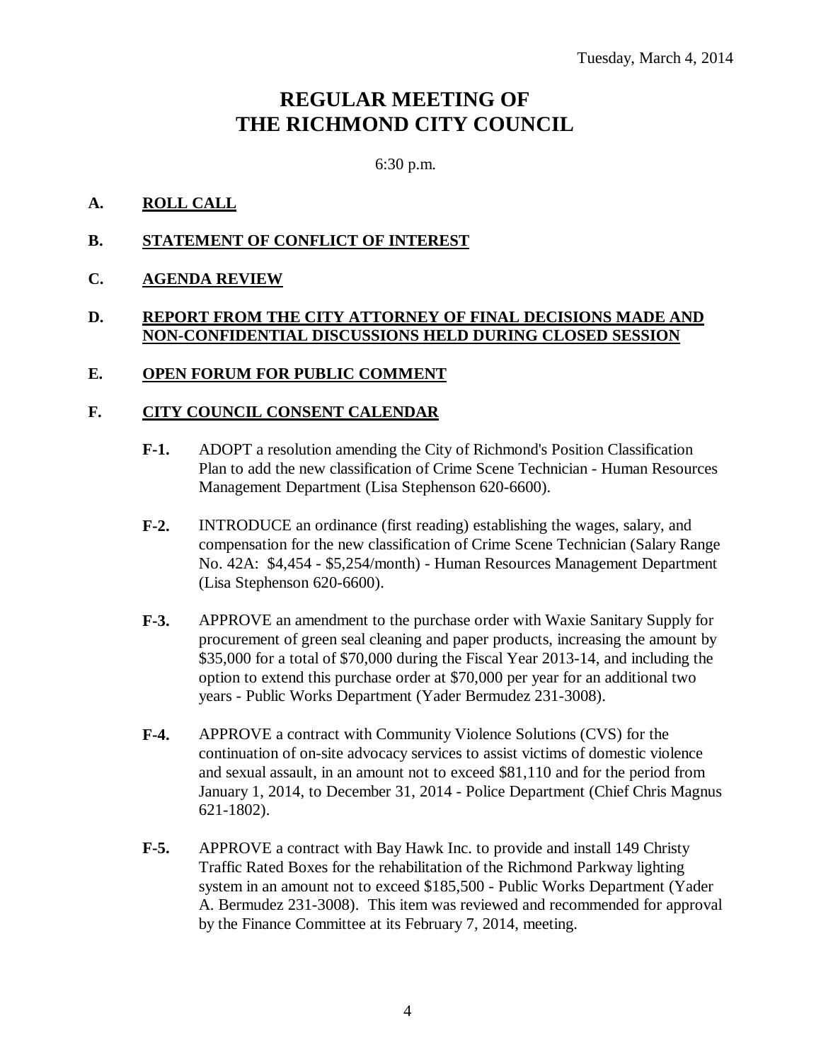Tuesday, March 4, 2014

# REGULAR MEETING OF THE RICHMOND CITY COUNCIL

6:30 p.m.

**A. ROLL CALL**

**B. STATEMENT OF CONFLICT OF INTEREST**

**C. AGENDA REVIEW**

**D. REPORT FROM THE CITY ATTORNEY OF FINAL DECISIONS MADE AND NON-CONFIDENTIAL DISCUSSIONS HELD DURING CLOSED SESSION**

**E. OPEN FORUM FOR PUBLIC COMMENT**

**F. CITY COUNCIL CONSENT CALENDAR**

**F-1.** ADOPT a resolution amending the City of Richmond's Position Classification Plan to add the new classification of Crime Scene Technician - Human Resources Management Department (Lisa Stephenson 620-6600).

**F-2.** INTRODUCE an ordinance (first reading) establishing the wages, salary, and compensation for the new classification of Crime Scene Technician (Salary Range No. 42A: $4,454 - $5,254/month) - Human Resources Management Department (Lisa Stephenson 620-6600).

**F-3.** APPROVE an amendment to the purchase order with Waxie Sanitary Supply for procurement of green seal cleaning and paper products, increasing the amount by $35,000 for a total of $70,000 during the Fiscal Year 2013-14, and including the option to extend this purchase order at $70,000 per year for an additional two years - Public Works Department (Yader Bermudez 231-3008).

**F-4.** APPROVE a contract with Community Violence Solutions (CVS) for the continuation of on-site advocacy services to assist victims of domestic violence and sexual assault, in an amount not to exceed $81,110 and for the period from January 1, 2014, to December 31, 2014 - Police Department (Chief Chris Magnus 621-1802).

**F-5.** APPROVE a contract with Bay Hawk Inc. to provide and install 149 Christy Traffic Rated Boxes for the rehabilitation of the Richmond Parkway lighting system in an amount not to exceed $185,500 - Public Works Department (Yader A. Bermudez 231-3008). This item was reviewed and recommended for approval by the Finance Committee at its February 7, 2014, meeting.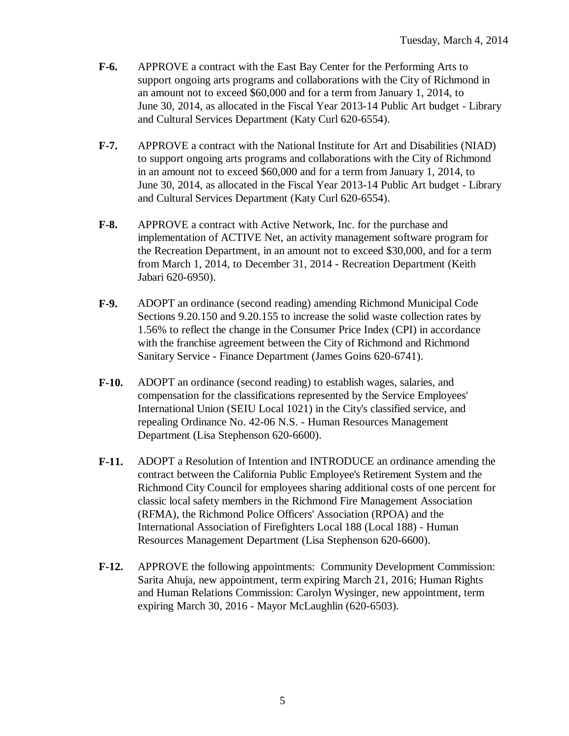**F-6.** APPROVE a contract with the East Bay Center for the Performing Arts to support ongoing arts programs and collaborations with the City of Richmond in an amount not to exceed $60,000 and for a term from January 1, 2014, to June 30, 2014, as allocated in the Fiscal Year 2013-14 Public Art budget - Library and Cultural Services Department (Katy Curl 620-6554).

**F-7.** APPROVE a contract with the National Institute for Art and Disabilities (NIAD) to support ongoing arts programs and collaborations with the City of Richmond in an amount not to exceed $60,000 and for a term from January 1, 2014, to June 30, 2014, as allocated in the Fiscal Year 2013-14 Public Art budget - Library and Cultural Services Department (Katy Curl 620-6554).

**F-8.** APPROVE a contract with Active Network, Inc. for the purchase and implementation of ACTIVE Net, an activity management software program for the Recreation Department, in an amount not to exceed $30,000, and for a term from March 1, 2014, to December 31, 2014 - Recreation Department (Keith Jabari 620-6950).

**F-9.** ADOPT an ordinance (second reading) amending Richmond Municipal Code Sections 9.20.150 and 9.20.155 to increase the solid waste collection rates by 1.56% to reflect the change in the Consumer Price Index (CPI) in accordance with the franchise agreement between the City of Richmond and Richmond Sanitary Service - Finance Department (James Goins 620-6741).

**F-10.** ADOPT an ordinance (second reading) to establish wages, salaries, and compensation for the classifications represented by the Service Employees' International Union (SEIU Local 1021) in the City's classified service, and repealing Ordinance No. 42-06 N.S. - Human Resources Management Department (Lisa Stephenson 620-6600).

**F-11.** ADOPT a Resolution of Intention and INTRODUCE an ordinance amending the contract between the California Public Employee's Retirement System and the Richmond City Council for employees sharing additional costs of one percent for classic local safety members in the Richmond Fire Management Association (RFMA), the Richmond Police Officers' Association (RPOA) and the International Association of Firefighters Local 188 (Local 188) - Human Resources Management Department (Lisa Stephenson 620-6600).

**F-12.** APPROVE the following appointments: Community Development Commission: Sarita Ahuja, new appointment, term expiring March 21, 2016; Human Rights and Human Relations Commission: Carolyn Wysinger, new appointment, term expiring March 30, 2016 - Mayor McLaughlin (620-6503).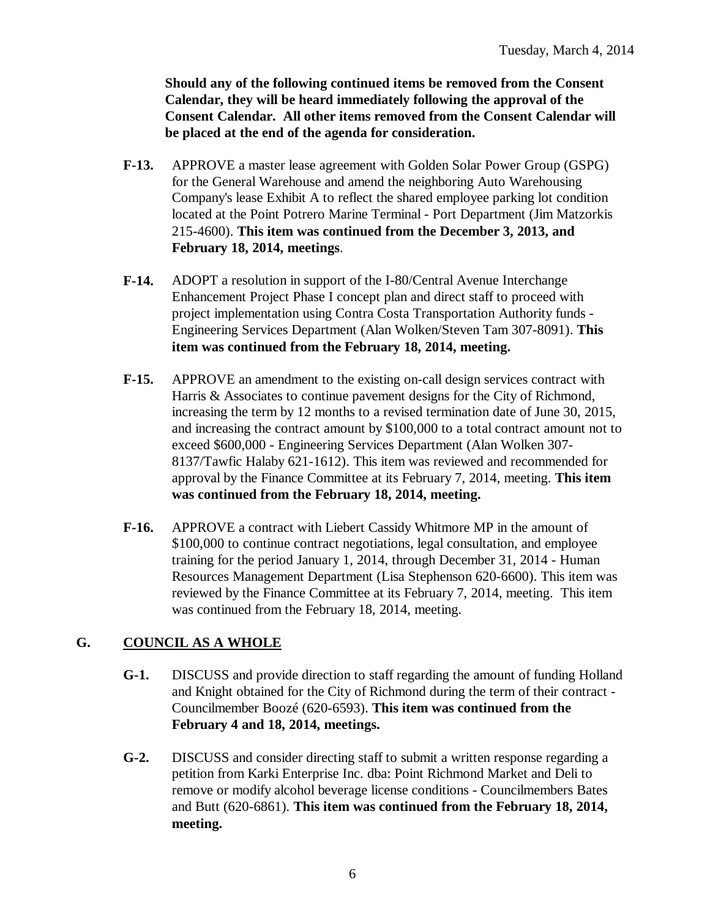**Should any of the following continued items be removed from the Consent Calendar, they will be heard immediately following the approval of the Consent Calendar. All other items removed from the Consent Calendar will be placed at the end of the agenda for consideration.**

**F-13.** APPROVE a master lease agreement with Golden Solar Power Group (GSPG) for the General Warehouse and amend the neighboring Auto Warehousing Company's lease Exhibit A to reflect the shared employee parking lot condition located at the Point Potrero Marine Terminal - Port Department (Jim Matzorkis 215-4600). **This item was continued from the December 3, 2013, and February 18, 2014, meetings**.

**F-14.** ADOPT a resolution in support of the I-80/Central Avenue Interchange Enhancement Project Phase I concept plan and direct staff to proceed with project implementation using Contra Costa Transportation Authority funds - Engineering Services Department (Alan Wolken/Steven Tam 307-8091). **This item was continued from the February 18, 2014, meeting.**

**F-15.** APPROVE an amendment to the existing on-call design services contract with Harris & Associates to continue pavement designs for the City of Richmond, increasing the term by 12 months to a revised termination date of June 30, 2015, and increasing the contract amount by $100,000 to a total contract amount not to exceed $600,000 - Engineering Services Department (Alan Wolken 307-8137/Tawfic Halaby 621-1612). This item was reviewed and recommended for approval by the Finance Committee at its February 7, 2014, meeting. **This item was continued from the February 18, 2014, meeting.**

**F-16.** APPROVE a contract with Liebert Cassidy Whitmore MP in the amount of $100,000 to continue contract negotiations, legal consultation, and employee training for the period January 1, 2014, through December 31, 2014 - Human Resources Management Department (Lisa Stephenson 620-6600). This item was reviewed by the Finance Committee at its February 7, 2014, meeting. This item was continued from the February 18, 2014, meeting.

## G. COUNCIL AS A WHOLE

**G-1.** DISCUSS and provide direction to staff regarding the amount of funding Holland and Knight obtained for the City of Richmond during the term of their contract - Councilmember Boozé (620-6593). **This item was continued from the February 4 and 18, 2014, meetings.**

**G-2.** DISCUSS and consider directing staff to submit a written response regarding a petition from Karki Enterprise Inc. dba: Point Richmond Market and Deli to remove or modify alcohol beverage license conditions - Councilmembers Bates and Butt (620-6861). **This item was continued from the February 18, 2014, meeting.**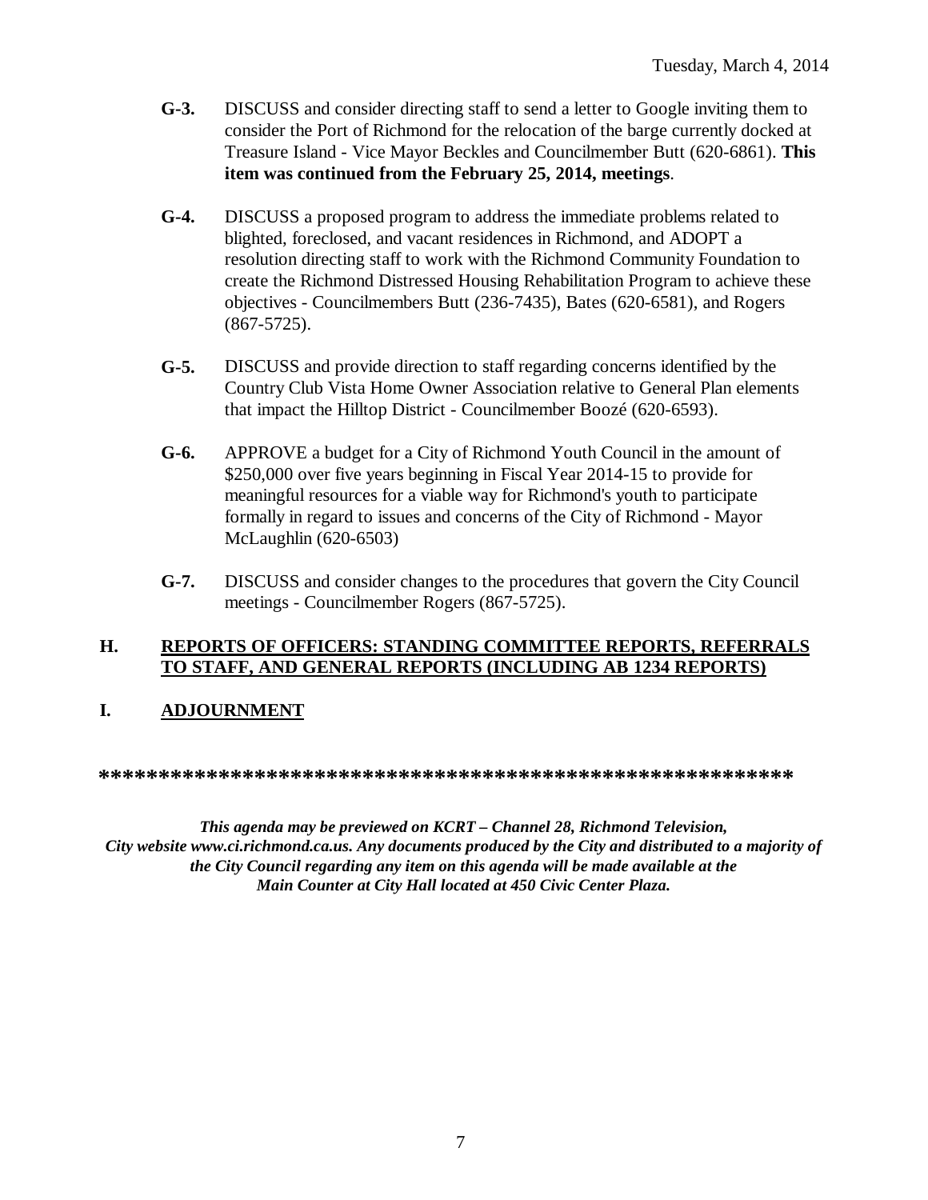**G-3.** DISCUSS and consider directing staff to send a letter to Google inviting them to consider the Port of Richmond for the relocation of the barge currently docked at Treasure Island - Vice Mayor Beckles and Councilmember Butt (620-6861). **This item was continued from the February 25, 2014, meetings**.

**G-4.** DISCUSS a proposed program to address the immediate problems related to blighted, foreclosed, and vacant residences in Richmond, and ADOPT a resolution directing staff to work with the Richmond Community Foundation to create the Richmond Distressed Housing Rehabilitation Program to achieve these objectives - Councilmembers Butt (236-7435), Bates (620-6581), and Rogers (867-5725).

**G-5.** DISCUSS and provide direction to staff regarding concerns identified by the Country Club Vista Home Owner Association relative to General Plan elements that impact the Hilltop District - Councilmember Boozé (620-6593).

**G-6.** APPROVE a budget for a City of Richmond Youth Council in the amount of $250,000 over five years beginning in Fiscal Year 2014-15 to provide for meaningful resources for a viable way for Richmond's youth to participate formally in regard to issues and concerns of the City of Richmond - Mayor McLaughlin (620-6503)

**G-7.** DISCUSS and consider changes to the procedures that govern the City Council meetings - Councilmember Rogers (867-5725).

## H. REPORTS OF OFFICERS: STANDING COMMITTEE REPORTS, REFERRALS TO STAFF, AND GENERAL REPORTS (INCLUDING AB 1234 REPORTS)

## I. ADJOURNMENT

**************************************************************

***This agenda may be previewed on KCRT – Channel 28, Richmond Television, City website www.ci.richmond.ca.us. Any documents produced by the City and distributed to a majority of the City Council regarding any item on this agenda will be made available at the Main Counter at City Hall located at 450 Civic Center Plaza.***